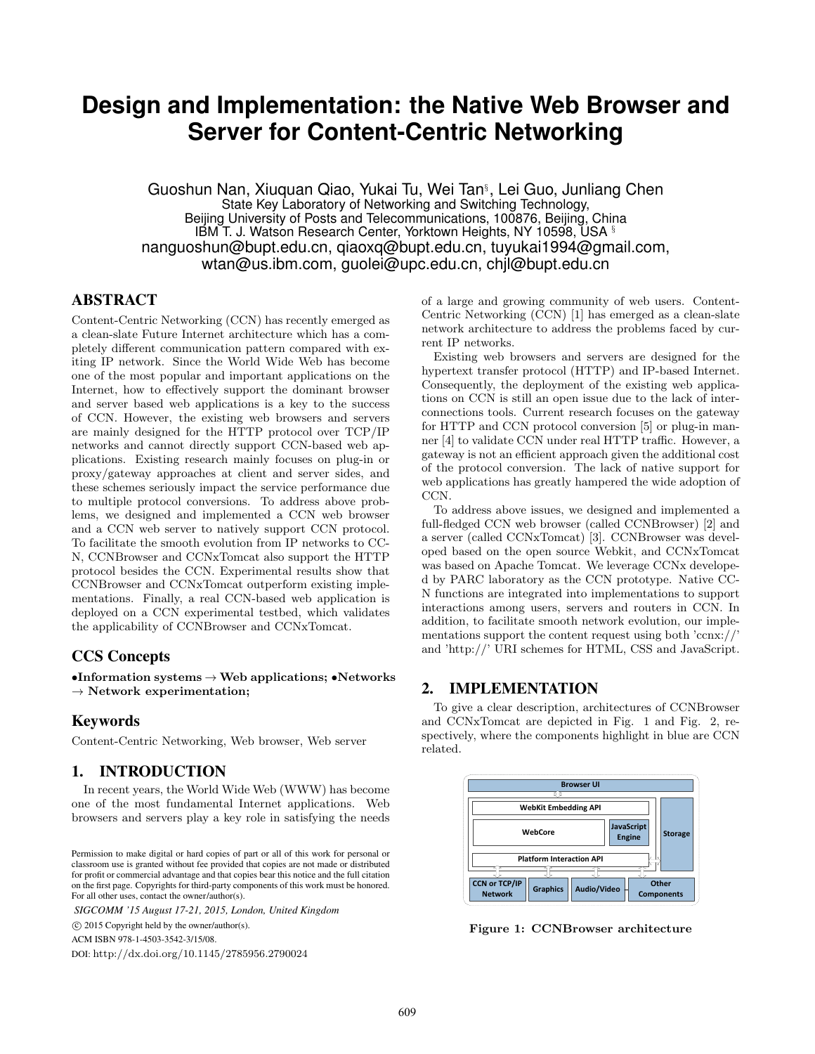# Design and Implementation: the Native Web Browser and Server for Content-Centric Networking

Guoshun Nan, Xiuquan Qiao, Yukai Tu, Wei Tan[§], Lei Guo, Junliang Chen
State Key Laboratory of Networking and Switching Technology,
Beijing University of Posts and Telecommunications, 100876, Beijing, China
IBM T. J. Watson Research Center, Yorktown Heights, NY 10598, USA [§]
nanguoshun@bupt.edu.cn, qiaoxq@bupt.edu.cn, tuyukai1994@gmail.com,
wtan@us.ibm.com, guolei@upc.edu.cn, chjl@bupt.edu.cn

## ABSTRACT

Content-Centric Networking (CCN) has recently emerged as a clean-slate Future Internet architecture which has a completely different communication pattern compared with exiting IP network. Since the World Wide Web has become one of the most popular and important applications on the Internet, how to effectively support the dominant browser and server based web applications is a key to the success of CCN. However, the existing web browsers and servers are mainly designed for the HTTP protocol over TCP/IP networks and cannot directly support CCN-based web applications. Existing research mainly focuses on plug-in or proxy/gateway approaches at client and server sides, and these schemes seriously impact the service performance due to multiple protocol conversions. To address above problems, we designed and implemented a CCN web browser and a CCN web server to natively support CCN protocol. To facilitate the smooth evolution from IP networks to CCN, CCNBrowser and CCNxTomcat also support the HTTP protocol besides the CCN. Experimental results show that CCNBrowser and CCNxTomcat outperform existing implementations. Finally, a real CCN-based web application is deployed on a CCN experimental testbed, which validates the applicability of CCNBrowser and CCNxTomcat.

## CCS Concepts

**•Information systems → Web applications; •Networks → Network experimentation;**

## Keywords

Content-Centric Networking, Web browser, Web server

## 1. INTRODUCTION

In recent years, the World Wide Web (WWW) has become one of the most fundamental Internet applications. Web browsers and servers play a key role in satisfying the needs of a large and growing community of web users. Content-Centric Networking (CCN) [1] has emerged as a clean-slate network architecture to address the problems faced by current IP networks.

Existing web browsers and servers are designed for the hypertext transfer protocol (HTTP) and IP-based Internet. Consequently, the deployment of the existing web applications on CCN is still an open issue due to the lack of interconnections tools. Current research focuses on the gateway for HTTP and CCN protocol conversion [5] or plug-in manner [4] to validate CCN under real HTTP traffic. However, a gateway is not an efficient approach given the additional cost of the protocol conversion. The lack of native support for web applications has greatly hampered the wide adoption of CCN.

To address above issues, we designed and implemented a full-fledged CCN web browser (called CCNBrowser) [2] and a server (called CCNxTomcat) [3]. CCNBrowser was developed based on the open source Webkit, and CCNxTomcat was based on Apache Tomcat. We leverage CCNx developed by PARC laboratory as the CCN prototype. Native CCN functions are integrated into implementations to support interactions among users, servers and routers in CCN. In addition, to facilitate smooth network evolution, our implementations support the content request using both 'ccnx://' and 'http://' URI schemes for HTML, CSS and JavaScript.

## 2. IMPLEMENTATION

To give a clear description, architectures of CCNBrowser and CCNxTomcat are depicted in Fig. 1 and Fig. 2, respectively, where the components highlight in blue are CCN related.

Figure 1: CCNBrowser architecture

Permission to make digital or hard copies of part or all of this work for personal or classroom use is granted without fee provided that copies are not made or distributed for profit or commercial advantage and that copies bear this notice and the full citation on the first page. Copyrights for third-party components of this work must be honored. For all other uses, contact the owner/author(s).

*SIGCOMM '15 August 17-21, 2015, London, United Kingdom*

© 2015 Copyright held by the owner/author(s).

ACM ISBN 978-1-4503-3542-3/15/08.

DOI: http://dx.doi.org/10.1145/2785956.2790024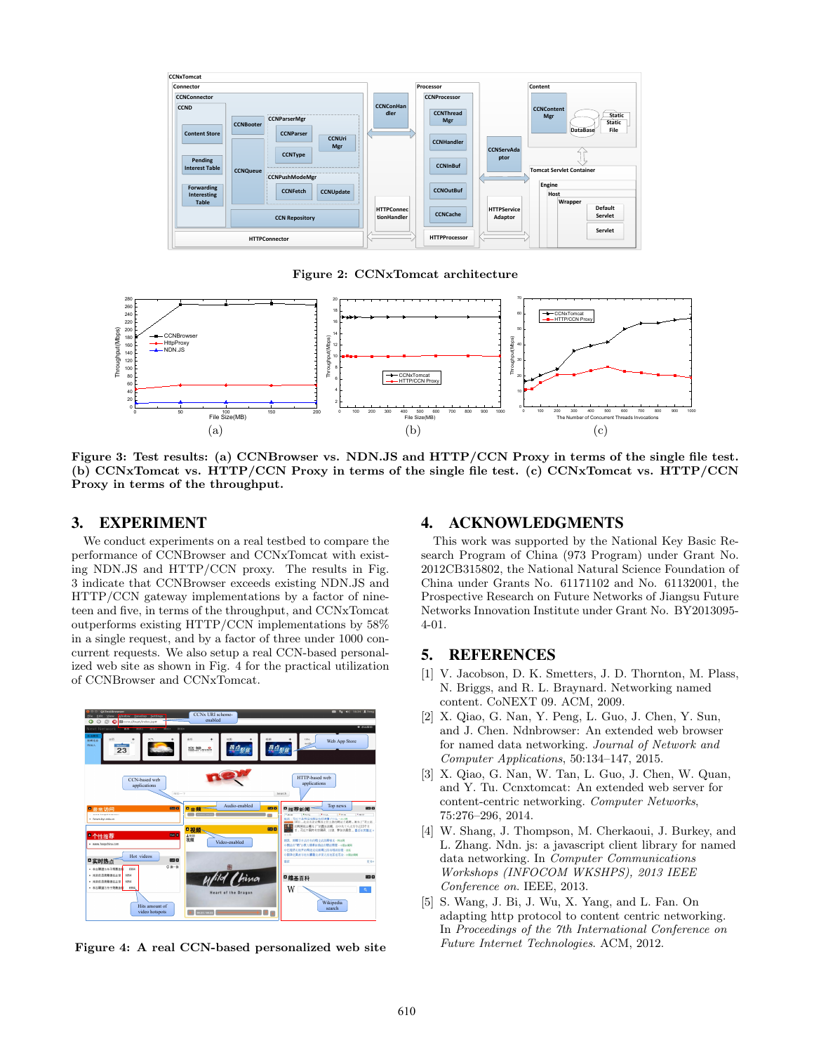CCNxTomcat

Connector

CCNConnector

CCND

Content Store

Pending Interest Table

Forwarding Interesting Table

CCNBooter

CCNQueue

CCNParserMgr

CCNParser

CCNType

CCNUri Mgr

CCNPushModeMgr

CCNFetch

CCNUpdate

CCN Repository

HTTPConnector

CCNConHandler

HTTPConnectionHandler

Processor

CCNProcessor

CCNThread Mgr

CCNHandler

CCNInBuf

CCNOutBuf

CCNCache

HTTPProcessor

CCNServAdaptor

HTTPService Adaptor

Content

CCNContent Mgr

DataBase

Static Static File

Tomcat Servlet Container

Engine

Host

Wrapper

Default Servlet

Servlet

**Figure 2: CCNxTomcat architecture**

Throughput(Mbps)

File Size(MB)

CCNBrowser

HttpProxy

NDN.JS

(a)

Throughput(Mbps)

File Size(MB)

CCNxTomcat

HTTP/CCN Proxy

(b)

Throughput(Mbps)

The Number of Concurrent Threads Invocations

CCNxTomcat

HTTP/CCN Proxy

(c)

**Figure 3: Test results: (a) CCNBrowser vs. NDN.JS and HTTP/CCN Proxy in terms of the single file test. (b) CCNxTomcat vs. HTTP/CCN Proxy in terms of the single file test. (c) CCNxTomcat vs. HTTP/CCN Proxy in terms of the throughput.**

## 3. EXPERIMENT

We conduct experiments on a real testbed to compare the performance of CCNBrowser and CCNxTomcat with existing NDN.JS and HTTP/CCN proxy. The results in Fig. 3 indicate that CCNBrowser exceeds existing NDN.JS and HTTP/CCN gateway implementations by a factor of nineteen and five, in terms of the throughput, and CCNxTomcat outperforms existing HTTP/CCN implementations by 58% in a single request, and by a factor of three under 1000 concurrent requests. We also setup a real CCN-based personalized web site as shown in Fig. 4 for the practical utilization of CCNBrowser and CCNxTomcat.

CCNx URI scheme-enabled

Web App Store

CCN-based web applications

HTTP-based web applications

Audio-enabled

Top news

Video-enabled

Hot videos

Hits amount of video hotspots

Wikipedia search

**Figure 4: A real CCN-based personalized web site**

## 4. ACKNOWLEDGMENTS

This work was supported by the National Key Basic Research Program of China (973 Program) under Grant No. 2012CB315802, the National Natural Science Foundation of China under Grants No. 61171102 and No. 61132001, the Prospective Research on Future Networks of Jiangsu Future Networks Innovation Institute under Grant No. BY2013095-4-01.

## 5. REFERENCES

[1] V. Jacobson, D. K. Smetters, J. D. Thornton, M. Plass, N. Briggs, and R. L. Braynard. Networking named content. CoNEXT 09. ACM, 2009.

[2] X. Qiao, G. Nan, Y. Peng, L. Guo, J. Chen, Y. Sun, and J. Chen. Ndnbrowser: An extended web browser for named data networking. *Journal of Network and Computer Applications*, 50:134–147, 2015.

[3] X. Qiao, G. Nan, W. Tan, L. Guo, J. Chen, W. Quan, and Y. Tu. Ccnxtomcat: An extended web server for content-centric networking. *Computer Networks*, 75:276–296, 2014.

[4] W. Shang, J. Thompson, M. Cherkaoui, J. Burkey, and L. Zhang. Ndn. js: a javascript client library for named data networking. In *Computer Communications Workshops (INFOCOM WKSHPS), 2013 IEEE Conference on*. IEEE, 2013.

[5] S. Wang, J. Bi, J. Wu, X. Yang, and L. Fan. On adapting http protocol to content centric networking. In *Proceedings of the 7th International Conference on Future Internet Technologies*. ACM, 2012.